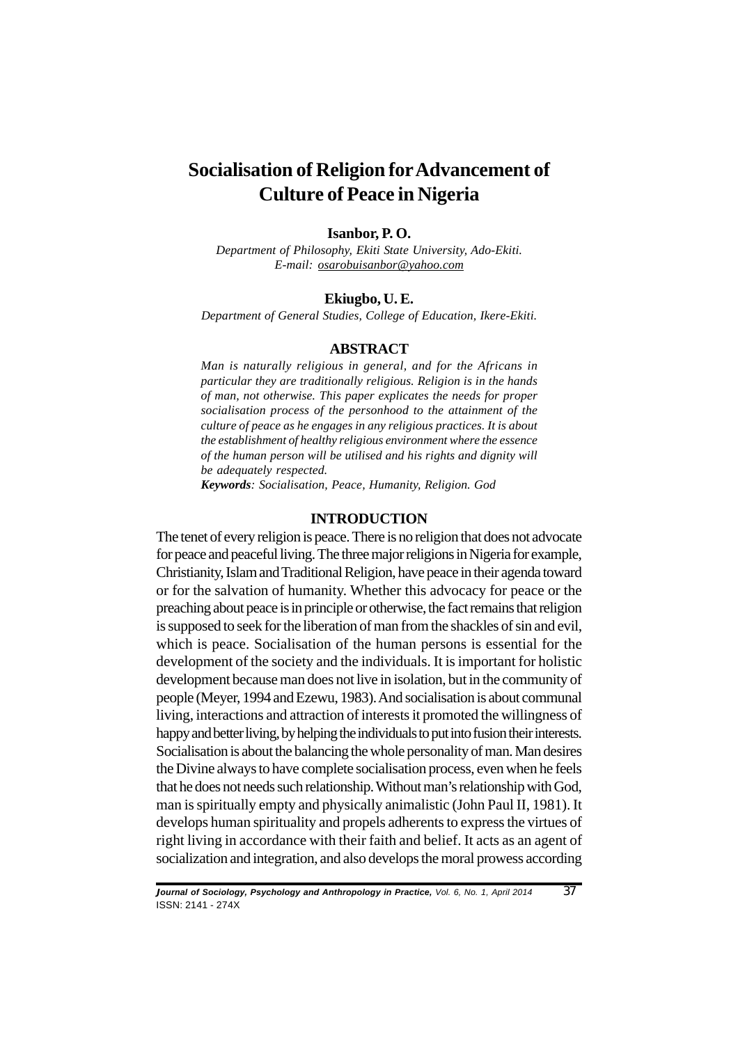# Socialisation of Religion for Advancement of Culture of Peace in Nigeria

**Isanbor, P. O.**

*Department of Philosophy, Ekiti State University, Ado-Ekiti.*
*E-mail: osarobuisanbor@yahoo.com*

**Ekiugbo, U. E.**

*Department of General Studies, College of Education, Ikere-Ekiti.*

## ABSTRACT

*Man is naturally religious in general, and for the Africans in particular they are traditionally religious. Religion is in the hands of man, not otherwise. This paper explicates the needs for proper socialisation process of the personhood to the attainment of the culture of peace as he engages in any religious practices. It is about the establishment of healthy religious environment where the essence of the human person will be utilised and his rights and dignity will be adequately respected.*

***Keywords****: Socialisation, Peace, Humanity, Religion. God*

## INTRODUCTION

The tenet of every religion is peace. There is no religion that does not advocate for peace and peaceful living. The three major religions in Nigeria for example, Christianity, Islam and Traditional Religion, have peace in their agenda toward or for the salvation of humanity. Whether this advocacy for peace or the preaching about peace is in principle or otherwise, the fact remains that religion is supposed to seek for the liberation of man from the shackles of sin and evil, which is peace. Socialisation of the human persons is essential for the development of the society and the individuals. It is important for holistic development because man does not live in isolation, but in the community of people (Meyer, 1994 and Ezewu, 1983). And socialisation is about communal living, interactions and attraction of interests it promoted the willingness of happy and better living, by helping the individuals to put into fusion their interests. Socialisation is about the balancing the whole personality of man. Man desires the Divine always to have complete socialisation process, even when he feels that he does not needs such relationship. Without man's relationship with God, man is spiritually empty and physically animalistic (John Paul II, 1981). It develops human spirituality and propels adherents to express the virtues of right living in accordance with their faith and belief. It acts as an agent of socialization and integration, and also develops the moral prowess according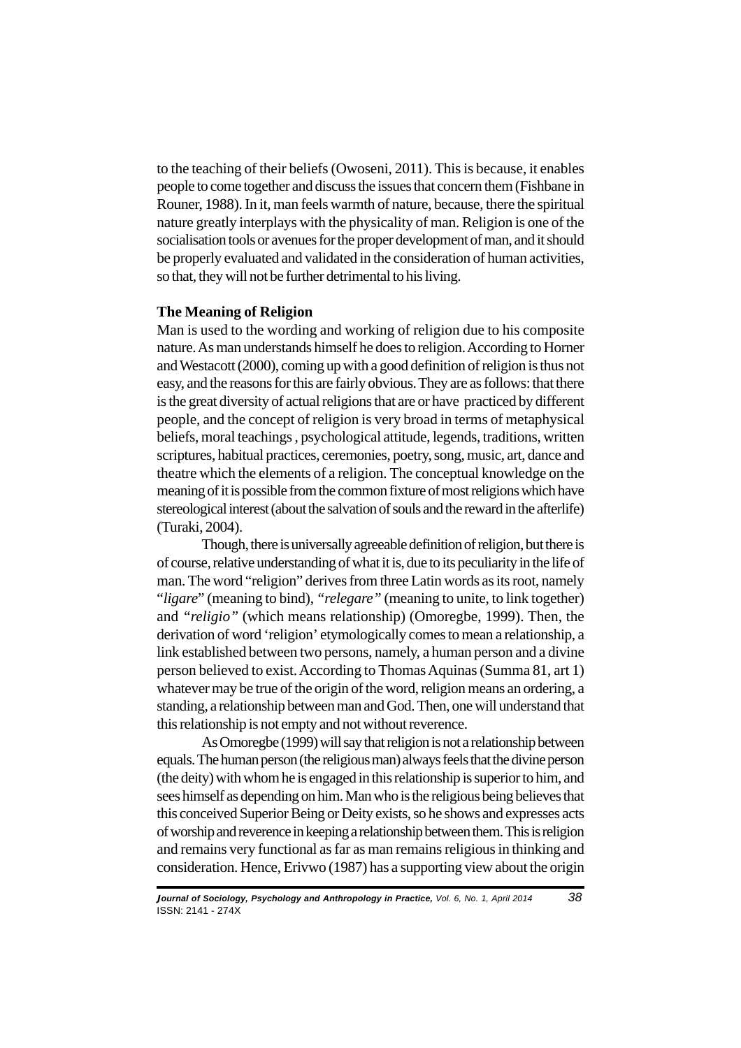to the teaching of their beliefs (Owoseni, 2011). This is because, it enables people to come together and discuss the issues that concern them (Fishbane in Rouner, 1988). In it, man feels warmth of nature, because, there the spiritual nature greatly interplays with the physicality of man. Religion is one of the socialisation tools or avenues for the proper development of man, and it should be properly evaluated and validated in the consideration of human activities, so that, they will not be further detrimental to his living.

**The Meaning of Religion**

Man is used to the wording and working of religion due to his composite nature. As man understands himself he does to religion. According to Horner and Westacott (2000), coming up with a good definition of religion is thus not easy, and the reasons for this are fairly obvious. They are as follows: that there is the great diversity of actual religions that are or have practiced by different people, and the concept of religion is very broad in terms of metaphysical beliefs, moral teachings , psychological attitude, legends, traditions, written scriptures, habitual practices, ceremonies, poetry, song, music, art, dance and theatre which the elements of a religion. The conceptual knowledge on the meaning of it is possible from the common fixture of most religions which have stereological interest (about the salvation of souls and the reward in the afterlife) (Turaki, 2004).

Though, there is universally agreeable definition of religion, but there is of course, relative understanding of what it is, due to its peculiarity in the life of man. The word "religion" derives from three Latin words as its root, namely "*ligare*" (meaning to bind), *"relegare"* (meaning to unite, to link together) and *"religio"* (which means relationship) (Omoregbe, 1999). Then, the derivation of word 'religion' etymologically comes to mean a relationship, a link established between two persons, namely, a human person and a divine person believed to exist. According to Thomas Aquinas (Summa 81, art 1) whatever may be true of the origin of the word, religion means an ordering, a standing, a relationship between man and God. Then, one will understand that this relationship is not empty and not without reverence.

As Omoregbe (1999) will say that religion is not a relationship between equals. The human person (the religious man) always feels that the divine person (the deity) with whom he is engaged in this relationship is superior to him, and sees himself as depending on him. Man who is the religious being believes that this conceived Superior Being or Deity exists, so he shows and expresses acts of worship and reverence in keeping a relationship between them. This is religion and remains very functional as far as man remains religious in thinking and consideration. Hence, Erivwo (1987) has a supporting view about the origin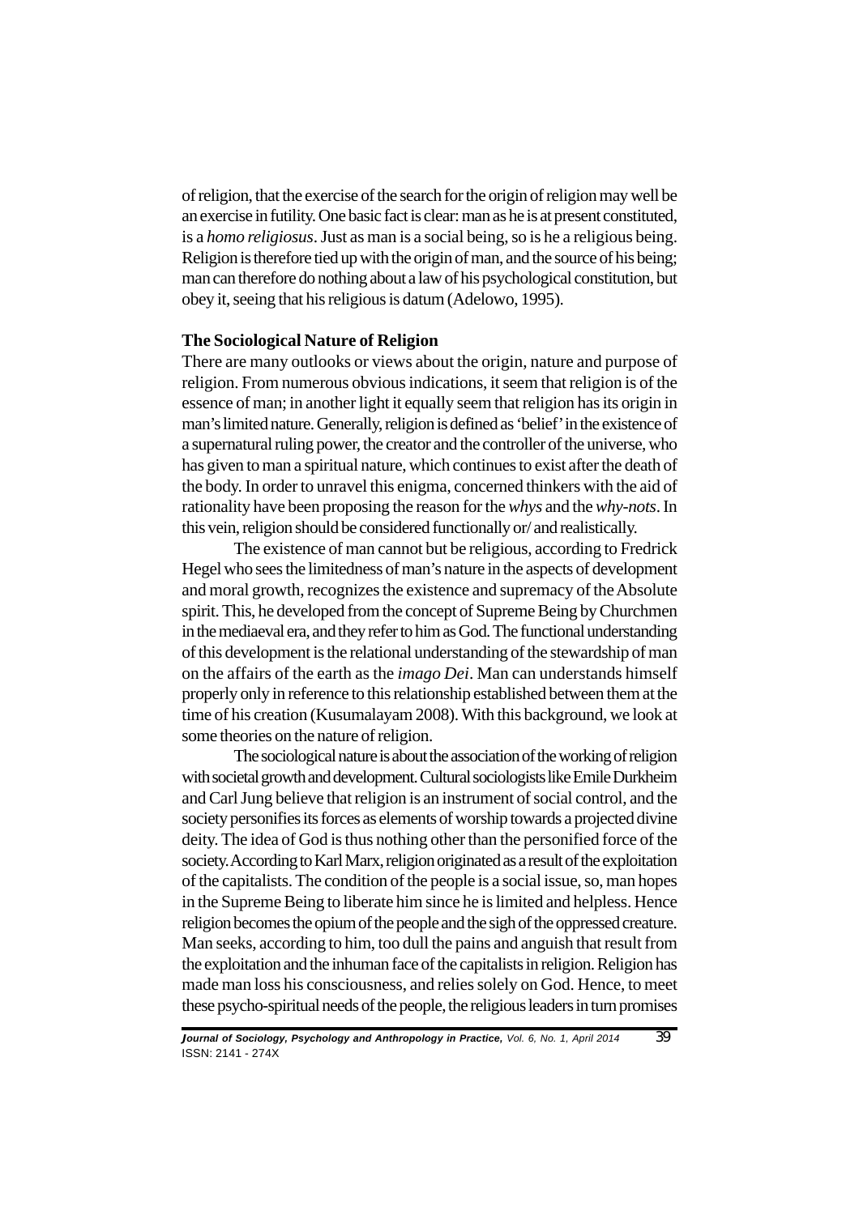of religion, that the exercise of the search for the origin of religion may well be an exercise in futility. One basic fact is clear: man as he is at present constituted, is a *homo religiosus*. Just as man is a social being, so is he a religious being. Religion is therefore tied up with the origin of man, and the source of his being; man can therefore do nothing about a law of his psychological constitution, but obey it, seeing that his religious is datum (Adelowo, 1995).

**The Sociological Nature of Religion**

There are many outlooks or views about the origin, nature and purpose of religion. From numerous obvious indications, it seem that religion is of the essence of man; in another light it equally seem that religion has its origin in man's limited nature. Generally, religion is defined as 'belief' in the existence of a supernatural ruling power, the creator and the controller of the universe, who has given to man a spiritual nature, which continues to exist after the death of the body. In order to unravel this enigma, concerned thinkers with the aid of rationality have been proposing the reason for the *whys* and the *why-nots*. In this vein, religion should be considered functionally or/ and realistically.

The existence of man cannot but be religious, according to Fredrick Hegel who sees the limitedness of man's nature in the aspects of development and moral growth, recognizes the existence and supremacy of the Absolute spirit. This, he developed from the concept of Supreme Being by Churchmen in the mediaeval era, and they refer to him as God. The functional understanding of this development is the relational understanding of the stewardship of man on the affairs of the earth as the *imago Dei*. Man can understands himself properly only in reference to this relationship established between them at the time of his creation (Kusumalayam 2008). With this background, we look at some theories on the nature of religion.

The sociological nature is about the association of the working of religion with societal growth and development. Cultural sociologists like Emile Durkheim and Carl Jung believe that religion is an instrument of social control, and the society personifies its forces as elements of worship towards a projected divine deity. The idea of God is thus nothing other than the personified force of the society. According to Karl Marx, religion originated as a result of the exploitation of the capitalists. The condition of the people is a social issue, so, man hopes in the Supreme Being to liberate him since he is limited and helpless. Hence religion becomes the opium of the people and the sigh of the oppressed creature. Man seeks, according to him, too dull the pains and anguish that result from the exploitation and the inhuman face of the capitalists in religion. Religion has made man loss his consciousness, and relies solely on God. Hence, to meet these psycho-spiritual needs of the people, the religious leaders in turn promises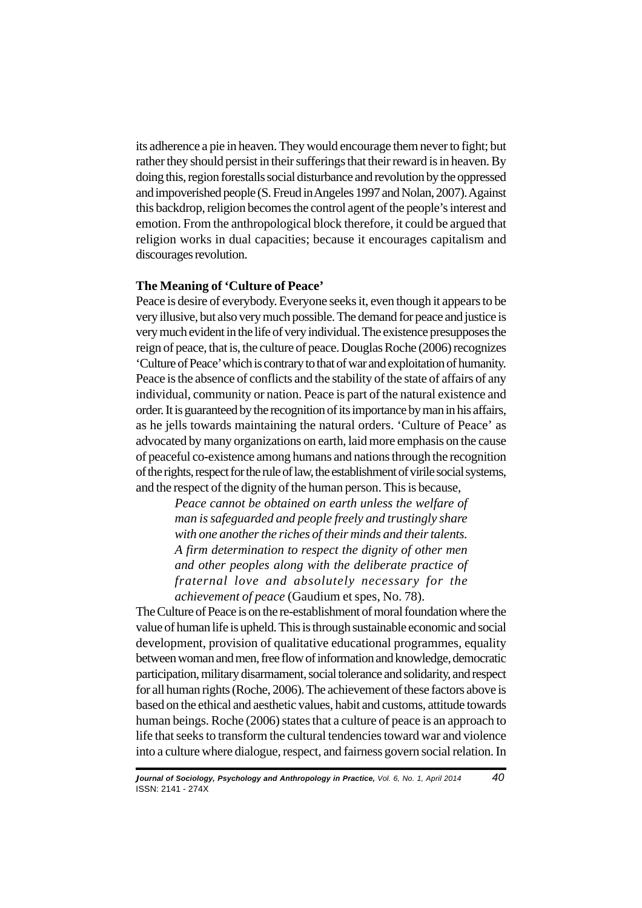its adherence a pie in heaven. They would encourage them never to fight; but rather they should persist in their sufferings that their reward is in heaven. By doing this, region forestalls social disturbance and revolution by the oppressed and impoverished people (S. Freud in Angeles 1997 and Nolan, 2007). Against this backdrop, religion becomes the control agent of the people's interest and emotion. From the anthropological block therefore, it could be argued that religion works in dual capacities; because it encourages capitalism and discourages revolution.

**The Meaning of 'Culture of Peace'**

Peace is desire of everybody. Everyone seeks it, even though it appears to be very illusive, but also very much possible. The demand for peace and justice is very much evident in the life of very individual. The existence presupposes the reign of peace, that is, the culture of peace. Douglas Roche (2006) recognizes 'Culture of Peace' which is contrary to that of war and exploitation of humanity. Peace is the absence of conflicts and the stability of the state of affairs of any individual, community or nation. Peace is part of the natural existence and order. It is guaranteed by the recognition of its importance by man in his affairs, as he jells towards maintaining the natural orders. 'Culture of Peace' as advocated by many organizations on earth, laid more emphasis on the cause of peaceful co-existence among humans and nations through the recognition of the rights, respect for the rule of law, the establishment of virile social systems, and the respect of the dignity of the human person. This is because,

> *Peace cannot be obtained on earth unless the welfare of man is safeguarded and people freely and trustingly share with one another the riches of their minds and their talents. A firm determination to respect the dignity of other men and other peoples along with the deliberate practice of fraternal love and absolutely necessary for the achievement of peace* (Gaudium et spes, No. 78).

The Culture of Peace is on the re-establishment of moral foundation where the value of human life is upheld. This is through sustainable economic and social development, provision of qualitative educational programmes, equality between woman and men, free flow of information and knowledge, democratic participation, military disarmament, social tolerance and solidarity, and respect for all human rights (Roche, 2006). The achievement of these factors above is based on the ethical and aesthetic values, habit and customs, attitude towards human beings. Roche (2006) states that a culture of peace is an approach to life that seeks to transform the cultural tendencies toward war and violence into a culture where dialogue, respect, and fairness govern social relation. In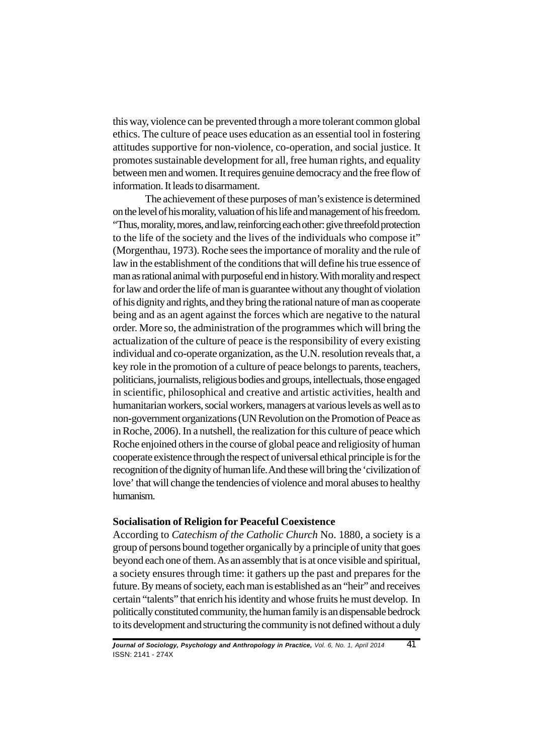this way, violence can be prevented through a more tolerant common global ethics. The culture of peace uses education as an essential tool in fostering attitudes supportive for non-violence, co-operation, and social justice. It promotes sustainable development for all, free human rights, and equality between men and women. It requires genuine democracy and the free flow of information. It leads to disarmament.

The achievement of these purposes of man's existence is determined on the level of his morality, valuation of his life and management of his freedom. "Thus, morality, mores, and law, reinforcing each other: give threefold protection to the life of the society and the lives of the individuals who compose it" (Morgenthau, 1973). Roche sees the importance of morality and the rule of law in the establishment of the conditions that will define his true essence of man as rational animal with purposeful end in history. With morality and respect for law and order the life of man is guarantee without any thought of violation of his dignity and rights, and they bring the rational nature of man as cooperate being and as an agent against the forces which are negative to the natural order. More so, the administration of the programmes which will bring the actualization of the culture of peace is the responsibility of every existing individual and co-operate organization, as the U.N. resolution reveals that, a key role in the promotion of a culture of peace belongs to parents, teachers, politicians, journalists, religious bodies and groups, intellectuals, those engaged in scientific, philosophical and creative and artistic activities, health and humanitarian workers, social workers, managers at various levels as well as to non-government organizations (UN Revolution on the Promotion of Peace as in Roche, 2006). In a nutshell, the realization for this culture of peace which Roche enjoined others in the course of global peace and religiosity of human cooperate existence through the respect of universal ethical principle is for the recognition of the dignity of human life. And these will bring the 'civilization of love' that will change the tendencies of violence and moral abuses to healthy humanism.

**Socialisation of Religion for Peaceful Coexistence**

According to *Catechism of the Catholic Church* No. 1880, a society is a group of persons bound together organically by a principle of unity that goes beyond each one of them. As an assembly that is at once visible and spiritual, a society ensures through time: it gathers up the past and prepares for the future. By means of society, each man is established as an "heir" and receives certain "talents" that enrich his identity and whose fruits he must develop. In politically constituted community, the human family is an dispensable bedrock to its development and structuring the community is not defined without a duly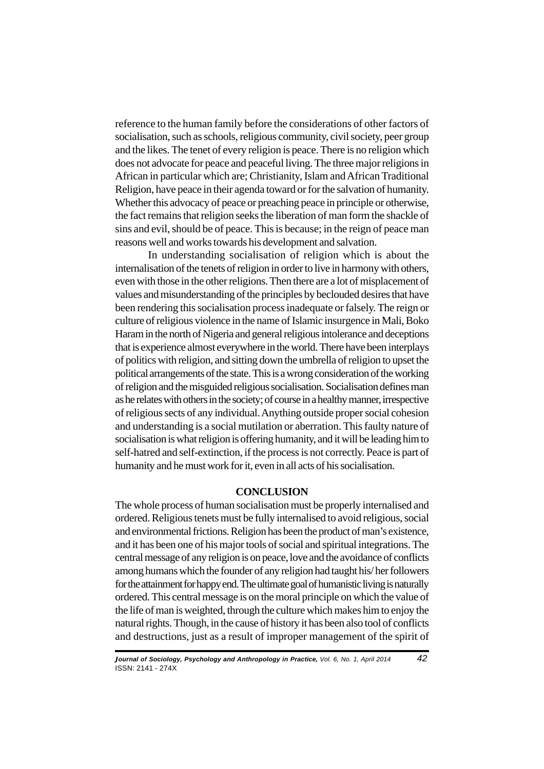reference to the human family before the considerations of other factors of socialisation, such as schools, religious community, civil society, peer group and the likes. The tenet of every religion is peace. There is no religion which does not advocate for peace and peaceful living. The three major religions in African in particular which are; Christianity, Islam and African Traditional Religion, have peace in their agenda toward or for the salvation of humanity. Whether this advocacy of peace or preaching peace in principle or otherwise, the fact remains that religion seeks the liberation of man form the shackle of sins and evil, should be of peace. This is because; in the reign of peace man reasons well and works towards his development and salvation.

In understanding socialisation of religion which is about the internalisation of the tenets of religion in order to live in harmony with others, even with those in the other religions. Then there are a lot of misplacement of values and misunderstanding of the principles by beclouded desires that have been rendering this socialisation process inadequate or falsely. The reign or culture of religious violence in the name of Islamic insurgence in Mali, Boko Haram in the north of Nigeria and general religious intolerance and deceptions that is experience almost everywhere in the world. There have been interplays of politics with religion, and sitting down the umbrella of religion to upset the political arrangements of the state. This is a wrong consideration of the working of religion and the misguided religious socialisation. Socialisation defines man as he relates with others in the society; of course in a healthy manner, irrespective of religious sects of any individual. Anything outside proper social cohesion and understanding is a social mutilation or aberration. This faulty nature of socialisation is what religion is offering humanity, and it will be leading him to self-hatred and self-extinction, if the process is not correctly. Peace is part of humanity and he must work for it, even in all acts of his socialisation.

## CONCLUSION

The whole process of human socialisation must be properly internalised and ordered. Religious tenets must be fully internalised to avoid religious, social and environmental frictions. Religion has been the product of man's existence, and it has been one of his major tools of social and spiritual integrations. The central message of any religion is on peace, love and the avoidance of conflicts among humans which the founder of any religion had taught his/ her followers for the attainment for happy end. The ultimate goal of humanistic living is naturally ordered. This central message is on the moral principle on which the value of the life of man is weighted, through the culture which makes him to enjoy the natural rights. Though, in the cause of history it has been also tool of conflicts and destructions, just as a result of improper management of the spirit of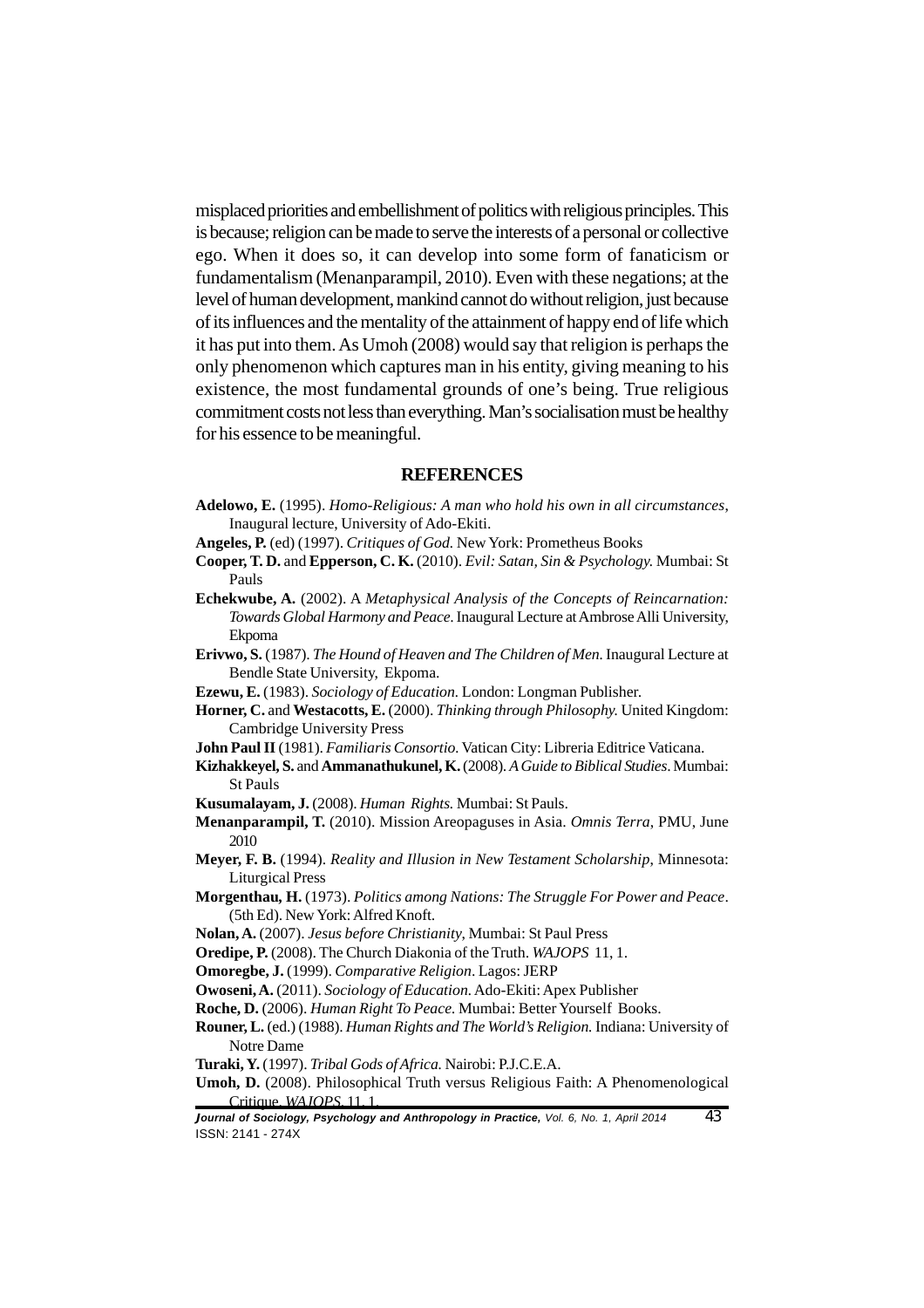misplaced priorities and embellishment of politics with religious principles. This is because; religion can be made to serve the interests of a personal or collective ego. When it does so, it can develop into some form of fanaticism or fundamentalism (Menanparampil, 2010). Even with these negations; at the level of human development, mankind cannot do without religion, just because of its influences and the mentality of the attainment of happy end of life which it has put into them. As Umoh (2008) would say that religion is perhaps the only phenomenon which captures man in his entity, giving meaning to his existence, the most fundamental grounds of one's being. True religious commitment costs not less than everything. Man's socialisation must be healthy for his essence to be meaningful.

## REFERENCES

**Adelowo, E.** (1995). *Homo-Religious: A man who hold his own in all circumstances*, Inaugural lecture, University of Ado-Ekiti.

**Angeles, P.** (ed) (1997). *Critiques of God.* New York: Prometheus Books

**Cooper, T. D.** and **Epperson, C. K.** (2010). *Evil: Satan, Sin & Psychology.* Mumbai: St Pauls

**Echekwube, A.** (2002). A *Metaphysical Analysis of the Concepts of Reincarnation: Towards Global Harmony and Peace.* Inaugural Lecture at Ambrose Alli University, Ekpoma

**Erivwo, S.** (1987). *The Hound of Heaven and The Children of Men.* Inaugural Lecture at Bendle State University, Ekpoma.

**Ezewu, E.** (1983). *Sociology of Education.* London: Longman Publisher.

**Horner, C.** and **Westacotts, E.** (2000). *Thinking through Philosophy.* United Kingdom: Cambridge University Press

**John Paul II** (1981). *Familiaris Consortio.* Vatican City: Libreria Editrice Vaticana.

**Kizhakkeyel, S.** and **Ammanathukunel, K.** (2008). *A Guide to Biblical Studies*. Mumbai: St Pauls

**Kusumalayam, J.** (2008). *Human Rights.* Mumbai: St Pauls.

**Menanparampil, T.** (2010). Mission Areopaguses in Asia. *Omnis Terra*, PMU, June 2010

**Meyer, F. B.** (1994). *Reality and Illusion in New Testament Scholarship*, Minnesota: Liturgical Press

**Morgenthau, H.** (1973). *Politics among Nations: The Struggle For Power and Peace*. (5th Ed). New York: Alfred Knoft.

**Nolan, A.** (2007). *Jesus before Christianity,* Mumbai: St Paul Press

**Oredipe, P.** (2008). The Church Diakonia of the Truth. *WAJOPS* 11, 1.

**Omoregbe, J.** (1999). *Comparative Religion*. Lagos: JERP

**Owoseni, A.** (2011). *Sociology of Education.* Ado-Ekiti: Apex Publisher

**Roche, D.** (2006). *Human Right To Peace.* Mumbai: Better Yourself Books.

**Rouner, L.** (ed.) (1988). *Human Rights and The World's Religion.* Indiana: University of Notre Dame

**Turaki, Y.** (1997). *Tribal Gods of Africa.* Nairobi: P.J.C.E.A.

**Umoh, D.** (2008). Philosophical Truth versus Religious Faith: A Phenomenological Critique. *WAJOPS*, 11, 1.